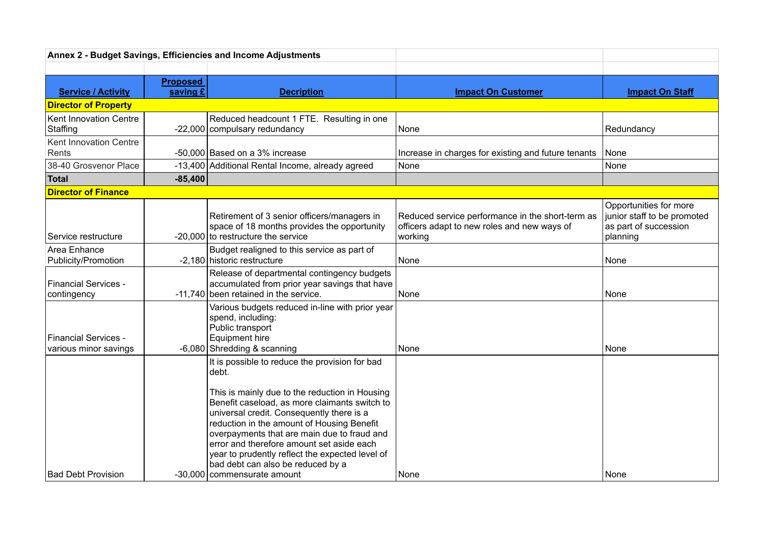**Annex 2 - Budget Savings, Efficiencies and Income Adjustments**

| Service / Activity | Proposed saving £ | Decription | Impact On Customer | Impact On Staff |
|---|---|---|---|---|
| **Director of Property** | | | | |
| Kent Innovation Centre Staffing | -22,000 | Reduced headcount 1 FTE. Resulting in one compulsary redundancy | None | Redundancy |
| Kent Innovation Centre Rents | -50,000 | Based on a 3% increase | Increase in charges for existing and future tenants | None |
| 38-40 Grosvenor Place | -13,400 | Additional Rental Income, already agreed | None | None |
| **Total** | **-85,400** | | | |
| **Director of Finance** | | | | |
| Service restructure | -20,000 | Retirement of 3 senior officers/managers in space of 18 months provides the opportunity to restructure the service | Reduced service performance in the short-term as officers adapt to new roles and new ways of working | Opportunities for more junior staff to be promoted as part of succession planning |
| Area Enhance Publicity/Promotion | -2,180 | Budget realigned to this service as part of historic restructure | None | None |
| Financial Services - contingency | -11,740 | Release of departmental contingency budgets accumulated from prior year savings that have been retained in the service. | None | None |
| Financial Services - various minor savings | -6,080 | Various budgets reduced in-line with prior year spend, including:<br>Public transport<br>Equipment hire<br>Shredding & scanning | None | None |
| Bad Debt Provision | -30,000 | It is possible to reduce the provision for bad debt.<br><br>This is mainly due to the reduction in Housing Benefit caseload, as more claimants switch to universal credit. Consequently there is a reduction in the amount of Housing Benefit overpayments that are main due to fraud and error and therefore amount set aside each year to prudently reflect the expected level of bad debt can also be reduced by a commensurate amount | None | None |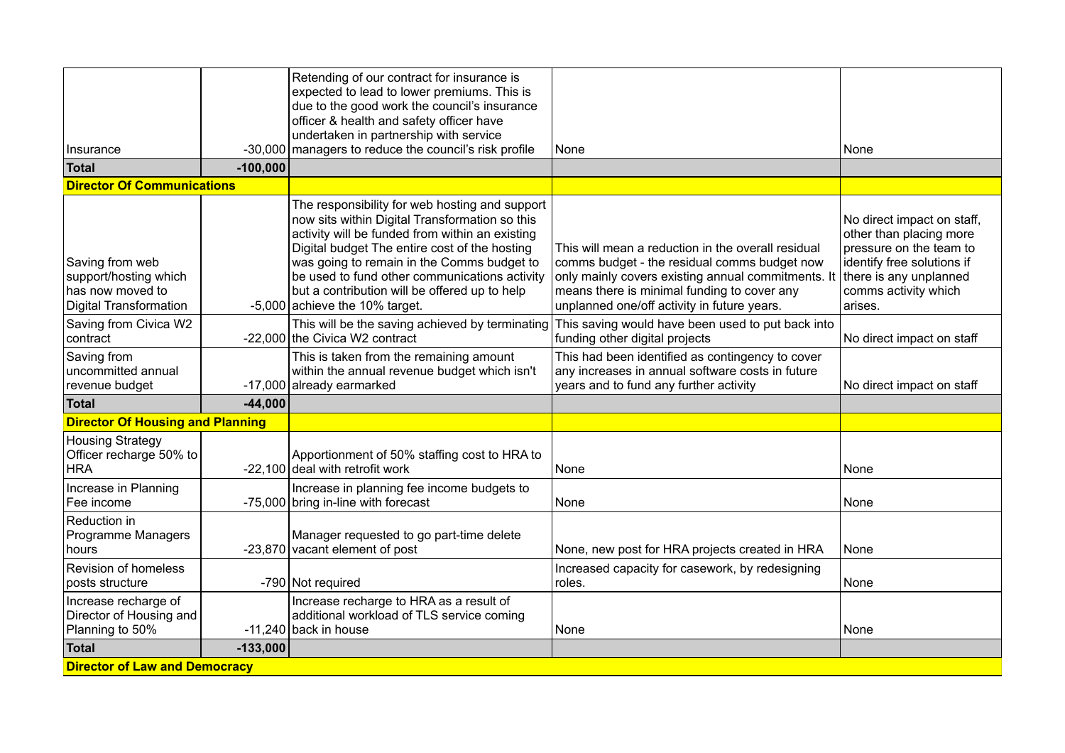| | | | | |
|---|---|---|---|---|
| Insurance | -30,000 | Retending of our contract for insurance is expected to lead to lower premiums. This is due to the good work the council's insurance officer & health and safety officer have undertaken in partnership with service managers to reduce the council's risk profile | None | None |
| **Total** | **-100,000** | | | |
| **Director Of Communications** | | | | |
| Saving from web support/hosting which has now moved to Digital Transformation | -5,000 | The responsibility for web hosting and support now sits within Digital Transformation so this activity will be funded from within an existing Digital budget The entire cost of the hosting was going to remain in the Comms budget to be used to fund other communications activity but a contribution will be offered up to help achieve the 10% target. | This will mean a reduction in the overall residual comms budget - the residual comms budget now only mainly covers existing annual commitments. It means there is minimal funding to cover any unplanned one/off activity in future years. | No direct impact on staff, other than placing more pressure on the team to identify free solutions if there is any unplanned comms activity which arises. |
| Saving from Civica W2 contract | -22,000 | This will be the saving achieved by terminating the Civica W2 contract | This saving would have been used to put back into funding other digital projects | No direct impact on staff |
| Saving from uncommitted annual revenue budget | -17,000 | This is taken from the remaining amount within the annual revenue budget which isn't already earmarked | This had been identified as contingency to cover any increases in annual software costs in future years and to fund any further activity | No direct impact on staff |
| **Total** | **-44,000** | | | |
| **Director Of Housing and Planning** | | | | |
| Housing Strategy Officer recharge 50% to HRA | -22,100 | Apportionment of 50% staffing cost to HRA to deal with retrofit work | None | None |
| Increase in Planning Fee income | -75,000 | Increase in planning fee income budgets to bring in-line with forecast | None | None |
| Reduction in Programme Managers hours | -23,870 | Manager requested to go part-time delete vacant element of post | None, new post for HRA projects created in HRA | None |
| Revision of homeless posts structure | -790 | Not required | Increased capacity for casework, by redesigning roles. | None |
| Increase recharge of Director of Housing and Planning to 50% | -11,240 | Increase recharge to HRA as a result of additional workload of TLS service coming back in house | None | None |
| **Total** | **-133,000** | | | |
| **Director of Law and Democracy** | | | | |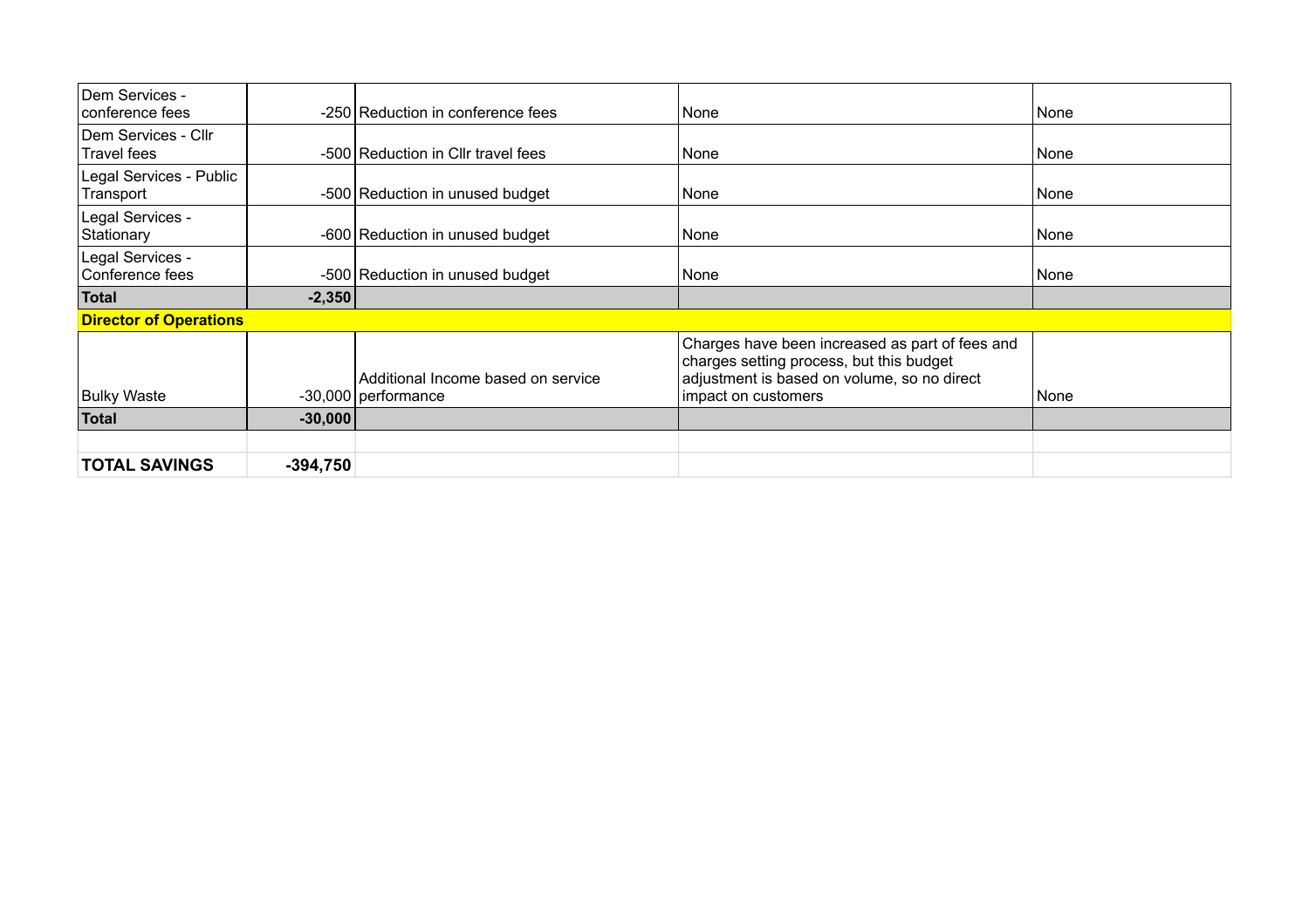| | | | | |
|---|---|---|---|---|
| Dem Services - conference fees | -250 | Reduction in conference fees | None | None |
| Dem Services - Cllr Travel fees | -500 | Reduction in Cllr travel fees | None | None |
| Legal Services - Public Transport | -500 | Reduction in unused budget | None | None |
| Legal Services - Stationary | -600 | Reduction in unused budget | None | None |
| Legal Services - Conference fees | -500 | Reduction in unused budget | None | None |
| **Total** | **-2,350** | | | |
| **Director of Operations** | | | | |
| Bulky Waste | -30,000 | Additional Income based on service performance | Charges have been increased as part of fees and charges setting process, but this budget adjustment is based on volume, so no direct impact on customers | None |
| **Total** | **-30,000** | | | |
| | | | | |
| **TOTAL SAVINGS** | **-394,750** | | | |